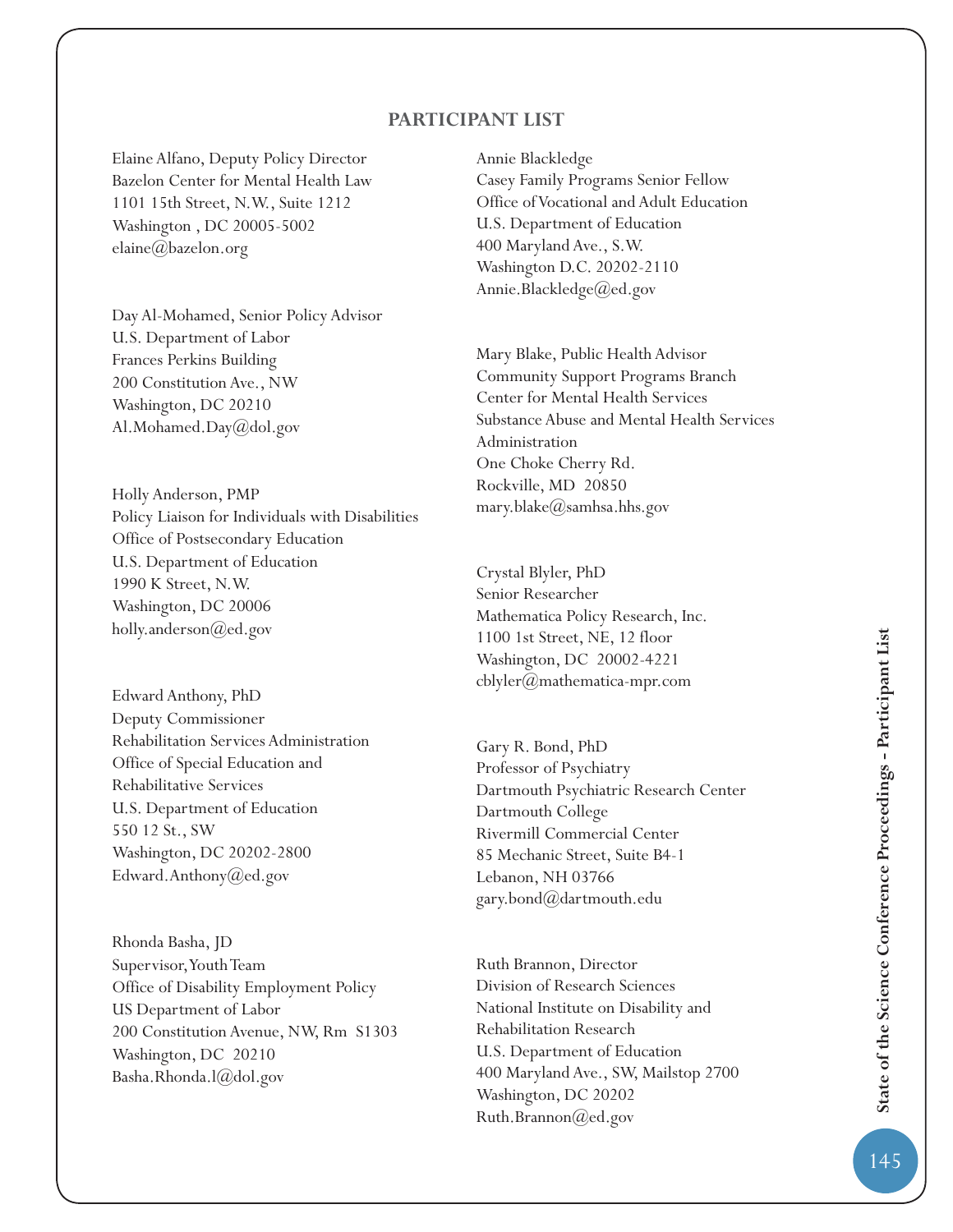## PARTICIPANT LIST

Elaine Alfano, Deputy Policy Director
Bazelon Center for Mental Health Law
1101 15th Street, N.W., Suite 1212
Washington , DC 20005-5002
elaine@bazelon.org

Day Al-Mohamed, Senior Policy Advisor
U.S. Department of Labor
Frances Perkins Building
200 Constitution Ave., NW
Washington, DC 20210
Al.Mohamed.Day@dol.gov

Holly Anderson, PMP
Policy Liaison for Individuals with Disabilities
Office of Postsecondary Education
U.S. Department of Education
1990 K Street, N.W.
Washington, DC 20006
holly.anderson@ed.gov

Edward Anthony, PhD
Deputy Commissioner
Rehabilitation Services Administration
Office of Special Education and
Rehabilitative Services
U.S. Department of Education
550 12 St., SW
Washington, DC 20202-2800
Edward.Anthony@ed.gov

Rhonda Basha, JD
Supervisor, Youth Team
Office of Disability Employment Policy
US Department of Labor
200 Constitution Avenue, NW, Rm S1303
Washington, DC 20210
Basha.Rhonda.l@dol.gov

Annie Blackledge
Casey Family Programs Senior Fellow
Office of Vocational and Adult Education
U.S. Department of Education
400 Maryland Ave., S.W.
Washington D.C. 20202-2110
Annie.Blackledge@ed.gov

Mary Blake, Public Health Advisor
Community Support Programs Branch
Center for Mental Health Services
Substance Abuse and Mental Health Services
Administration
One Choke Cherry Rd.
Rockville, MD 20850
mary.blake@samhsa.hhs.gov

Crystal Blyler, PhD
Senior Researcher
Mathematica Policy Research, Inc.
1100 1st Street, NE, 12 floor
Washington, DC 20002-4221
cblyler@mathematica-mpr.com

Gary R. Bond, PhD
Professor of Psychiatry
Dartmouth Psychiatric Research Center
Dartmouth College
Rivermill Commercial Center
85 Mechanic Street, Suite B4-1
Lebanon, NH 03766
gary.bond@dartmouth.edu

Ruth Brannon, Director
Division of Research Sciences
National Institute on Disability and
Rehabilitation Research
U.S. Department of Education
400 Maryland Ave., SW, Mailstop 2700
Washington, DC 20202
Ruth.Brannon@ed.gov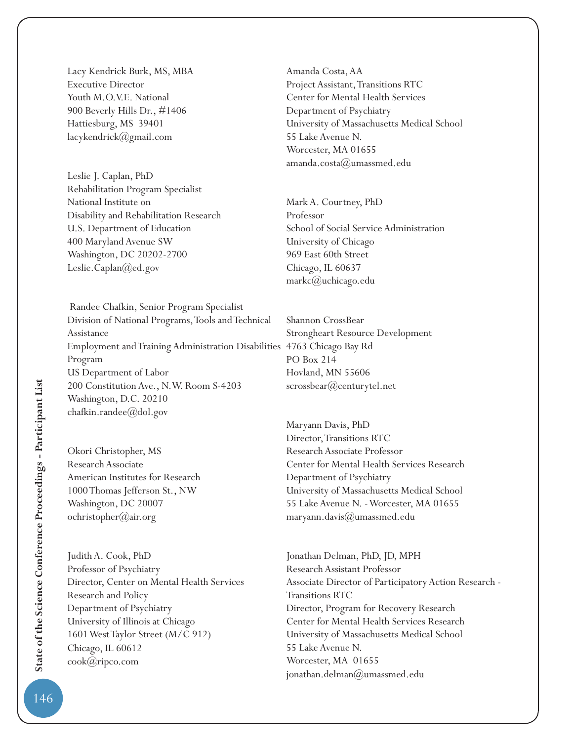Lacy Kendrick Burk, MS, MBA
Executive Director
Youth M.O.V.E. National
900 Beverly Hills Dr., #1406
Hattiesburg, MS 39401
lacykendrick@gmail.com

Leslie J. Caplan, PhD
Rehabilitation Program Specialist
National Institute on
Disability and Rehabilitation Research
U.S. Department of Education
400 Maryland Avenue SW
Washington, DC 20202-2700
Leslie.Caplan@ed.gov

Randee Chafkin, Senior Program Specialist
Division of National Programs, Tools and Technical Assistance
Employment and Training Administration Disabilities Program
US Department of Labor
200 Constitution Ave., N.W. Room S-4203
Washington, D.C. 20210
chafkin.randee@dol.gov

Okori Christopher, MS
Research Associate
American Institutes for Research
1000 Thomas Jefferson St., NW
Washington, DC 20007
ochristopher@air.org

Judith A. Cook, PhD
Professor of Psychiatry
Director, Center on Mental Health Services Research and Policy
Department of Psychiatry
University of Illinois at Chicago
1601 West Taylor Street (M/C 912)
Chicago, IL 60612
cook@ripco.com

Amanda Costa, AA
Project Assistant, Transitions RTC
Center for Mental Health Services
Department of Psychiatry
University of Massachusetts Medical School
55 Lake Avenue N.
Worcester, MA 01655
amanda.costa@umassmed.edu

Mark A. Courtney, PhD
Professor
School of Social Service Administration
University of Chicago
969 East 60th Street
Chicago, IL 60637
markc@uchicago.edu

Shannon CrossBear
Strongheart Resource Development
4763 Chicago Bay Rd
PO Box 214
Hovland, MN 55606
scrossbear@centurytel.net

Maryann Davis, PhD
Director, Transitions RTC
Research Associate Professor
Center for Mental Health Services Research
Department of Psychiatry
University of Massachusetts Medical School
55 Lake Avenue N. - Worcester, MA 01655
maryann.davis@umassmed.edu

Jonathan Delman, PhD, JD, MPH
Research Assistant Professor
Associate Director of Participatory Action Research - Transitions RTC
Director, Program for Recovery Research
Center for Mental Health Services Research
University of Massachusetts Medical School
55 Lake Avenue N.
Worcester, MA 01655
jonathan.delman@umassmed.edu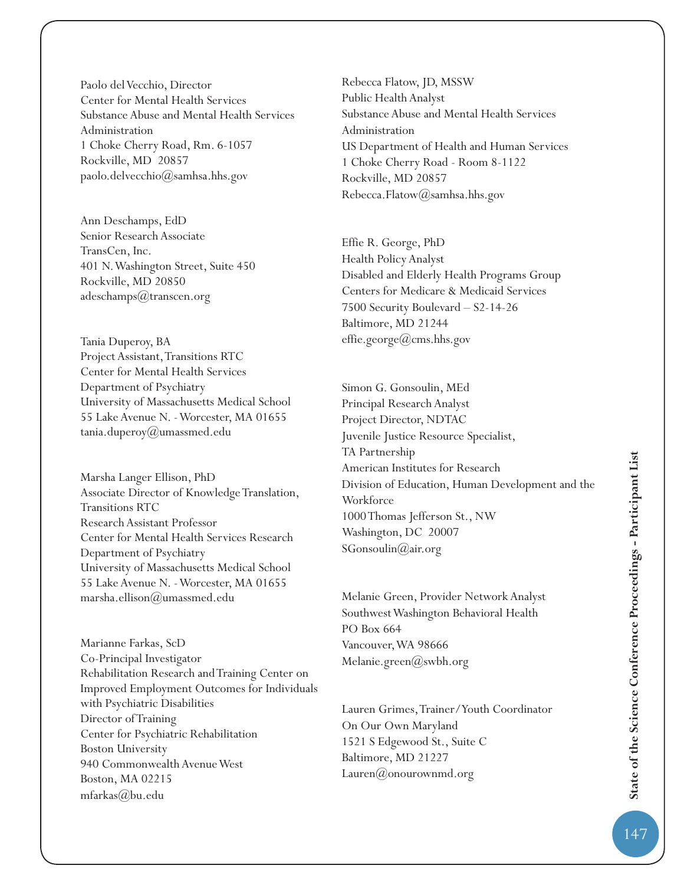Paolo del Vecchio, Director
Center for Mental Health Services
Substance Abuse and Mental Health Services Administration
1 Choke Cherry Road, Rm. 6-1057
Rockville, MD 20857
paolo.delvecchio@samhsa.hhs.gov

Ann Deschamps, EdD
Senior Research Associate
TransCen, Inc.
401 N. Washington Street, Suite 450
Rockville, MD 20850
adeschamps@transcen.org

Tania Duperoy, BA
Project Assistant, Transitions RTC
Center for Mental Health Services
Department of Psychiatry
University of Massachusetts Medical School
55 Lake Avenue N. - Worcester, MA 01655
tania.duperoy@umassmed.edu

Marsha Langer Ellison, PhD
Associate Director of Knowledge Translation, Transitions RTC
Research Assistant Professor
Center for Mental Health Services Research
Department of Psychiatry
University of Massachusetts Medical School
55 Lake Avenue N. - Worcester, MA 01655
marsha.ellison@umassmed.edu

Marianne Farkas, ScD
Co-Principal Investigator
Rehabilitation Research and Training Center on Improved Employment Outcomes for Individuals with Psychiatric Disabilities
Director of Training
Center for Psychiatric Rehabilitation
Boston University
940 Commonwealth Avenue West
Boston, MA 02215
mfarkas@bu.edu

Rebecca Flatow, JD, MSSW
Public Health Analyst
Substance Abuse and Mental Health Services Administration
US Department of Health and Human Services
1 Choke Cherry Road - Room 8-1122
Rockville, MD 20857
Rebecca.Flatow@samhsa.hhs.gov

Effie R. George, PhD
Health Policy Analyst
Disabled and Elderly Health Programs Group
Centers for Medicare & Medicaid Services
7500 Security Boulevard – S2-14-26
Baltimore, MD 21244
effie.george@cms.hhs.gov

Simon G. Gonsoulin, MEd
Principal Research Analyst
Project Director, NDTAC
Juvenile Justice Resource Specialist, TA Partnership
American Institutes for Research
Division of Education, Human Development and the Workforce
1000 Thomas Jefferson St., NW
Washington, DC 20007
SGonsoulin@air.org

Melanie Green, Provider Network Analyst
Southwest Washington Behavioral Health
PO Box 664
Vancouver, WA 98666
Melanie.green@swbh.org

Lauren Grimes, Trainer/Youth Coordinator
On Our Own Maryland
1521 S Edgewood St., Suite C
Baltimore, MD 21227
Lauren@onourownmd.org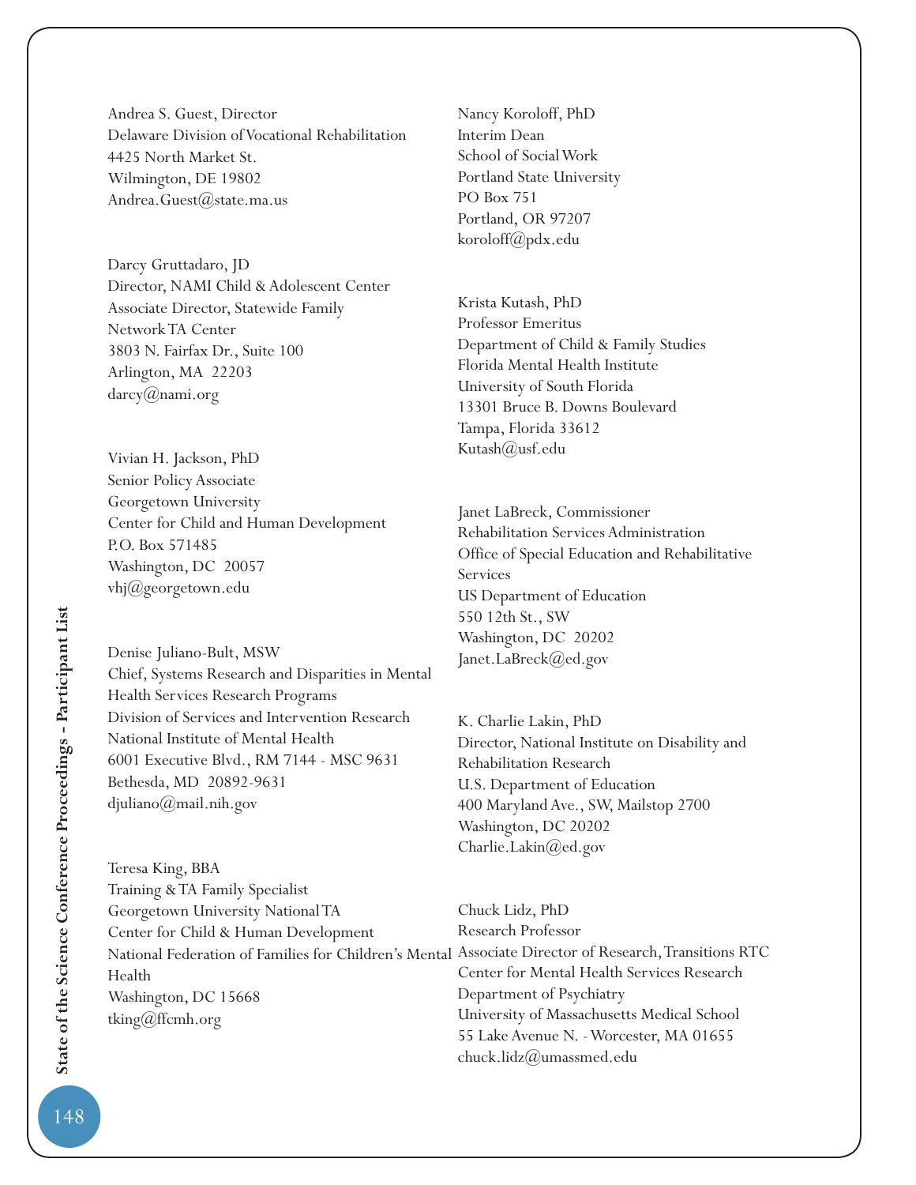Andrea S. Guest, Director
Delaware Division of Vocational Rehabilitation
4425 North Market St.
Wilmington, DE 19802
Andrea.Guest@state.ma.us

Darcy Gruttadaro, JD
Director, NAMI Child & Adolescent Center
Associate Director, Statewide Family Network TA Center
3803 N. Fairfax Dr., Suite 100
Arlington, MA 22203
darcy@nami.org

Vivian H. Jackson, PhD
Senior Policy Associate
Georgetown University
Center for Child and Human Development
P.O. Box 571485
Washington, DC 20057
vhj@georgetown.edu

Denise Juliano-Bult, MSW
Chief, Systems Research and Disparities in Mental Health Services Research Programs
Division of Services and Intervention Research
National Institute of Mental Health
6001 Executive Blvd., RM 7144 - MSC 9631
Bethesda, MD 20892-9631
djuliano@mail.nih.gov

Teresa King, BBA
Training & TA Family Specialist
Georgetown University National TA
Center for Child & Human Development
National Federation of Families for Children's Mental Health
Washington, DC 15668
tking@ffcmh.org

Nancy Koroloff, PhD
Interim Dean
School of Social Work
Portland State University
PO Box 751
Portland, OR 97207
koroloff@pdx.edu

Krista Kutash, PhD
Professor Emeritus
Department of Child & Family Studies
Florida Mental Health Institute
University of South Florida
13301 Bruce B. Downs Boulevard
Tampa, Florida 33612
Kutash@usf.edu

Janet LaBreck, Commissioner
Rehabilitation Services Administration
Office of Special Education and Rehabilitative Services
US Department of Education
550 12th St., SW
Washington, DC 20202
Janet.LaBreck@ed.gov

K. Charlie Lakin, PhD
Director, National Institute on Disability and Rehabilitation Research
U.S. Department of Education
400 Maryland Ave., SW, Mailstop 2700
Washington, DC 20202
Charlie.Lakin@ed.gov

Chuck Lidz, PhD
Research Professor
Associate Director of Research, Transitions RTC
Center for Mental Health Services Research
Department of Psychiatry
University of Massachusetts Medical School
55 Lake Avenue N. - Worcester, MA 01655
chuck.lidz@umassmed.edu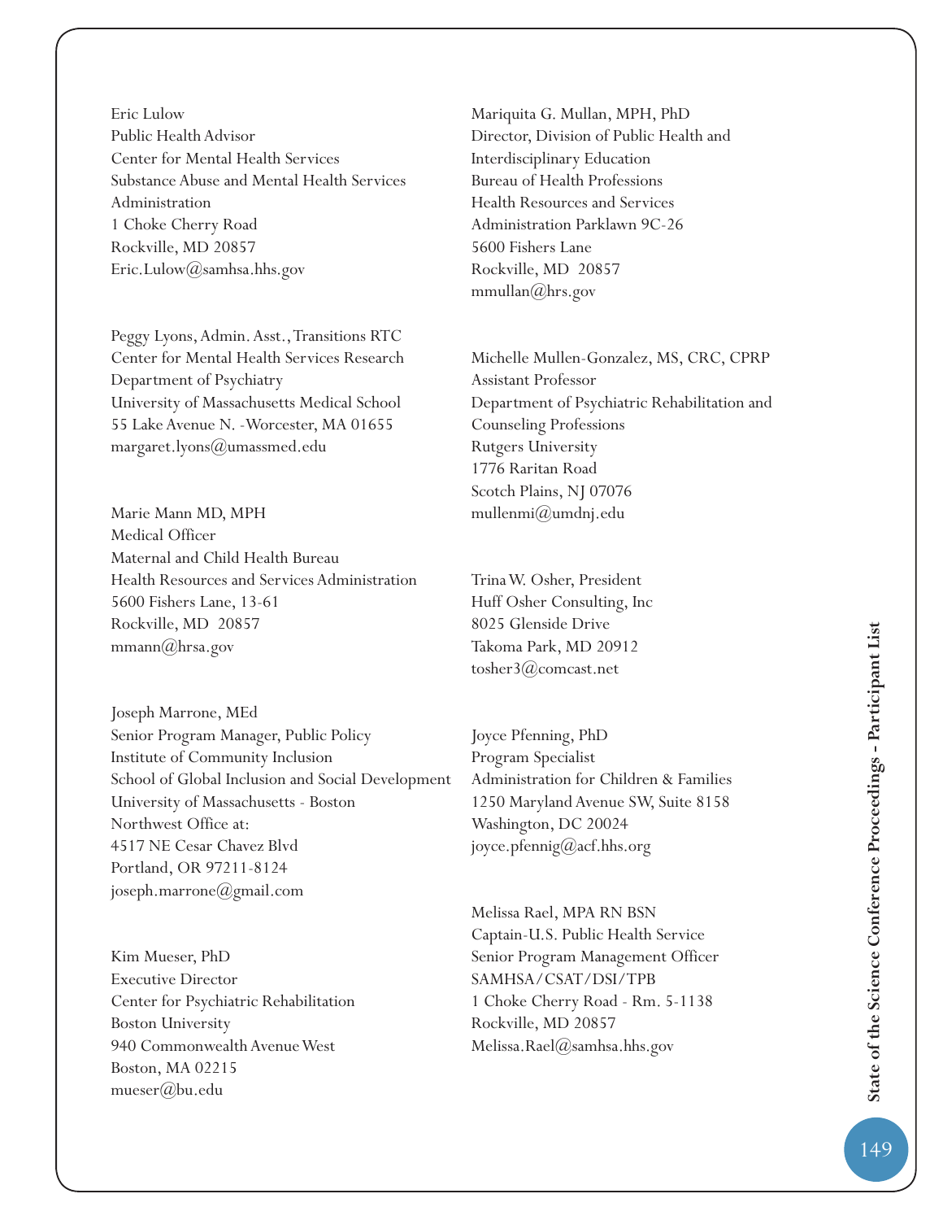Eric Lulow
Public Health Advisor
Center for Mental Health Services
Substance Abuse and Mental Health Services Administration
1 Choke Cherry Road
Rockville, MD 20857
Eric.Lulow@samhsa.hhs.gov

Peggy Lyons, Admin. Asst., Transitions RTC
Center for Mental Health Services Research
Department of Psychiatry
University of Massachusetts Medical School
55 Lake Avenue N. -Worcester, MA 01655
margaret.lyons@umassmed.edu

Marie Mann MD, MPH
Medical Officer
Maternal and Child Health Bureau
Health Resources and Services Administration
5600 Fishers Lane, 13-61
Rockville, MD 20857
mmann@hrsa.gov

Joseph Marrone, MEd
Senior Program Manager, Public Policy
Institute of Community Inclusion
School of Global Inclusion and Social Development
University of Massachusetts - Boston
Northwest Office at:
4517 NE Cesar Chavez Blvd
Portland, OR 97211-8124
joseph.marrone@gmail.com

Kim Mueser, PhD
Executive Director
Center for Psychiatric Rehabilitation
Boston University
940 Commonwealth Avenue West
Boston, MA 02215
mueser@bu.edu

Mariquita G. Mullan, MPH, PhD
Director, Division of Public Health and Interdisciplinary Education
Bureau of Health Professions
Health Resources and Services Administration Parklawn 9C-26
5600 Fishers Lane
Rockville, MD 20857
mmullan@hrs.gov

Michelle Mullen-Gonzalez, MS, CRC, CPRP
Assistant Professor
Department of Psychiatric Rehabilitation and Counseling Professions
Rutgers University
1776 Raritan Road
Scotch Plains, NJ 07076
mullenmi@umdnj.edu

Trina W. Osher, President
Huff Osher Consulting, Inc
8025 Glenside Drive
Takoma Park, MD 20912
tosher3@comcast.net

Joyce Pfenning, PhD
Program Specialist
Administration for Children & Families
1250 Maryland Avenue SW, Suite 8158
Washington, DC 20024
joyce.pfennig@acf.hhs.org

Melissa Rael, MPA RN BSN
Captain-U.S. Public Health Service
Senior Program Management Officer
SAMHSA/CSAT/DSI/TPB
1 Choke Cherry Road - Rm. 5-1138
Rockville, MD 20857
Melissa.Rael@samhsa.hhs.gov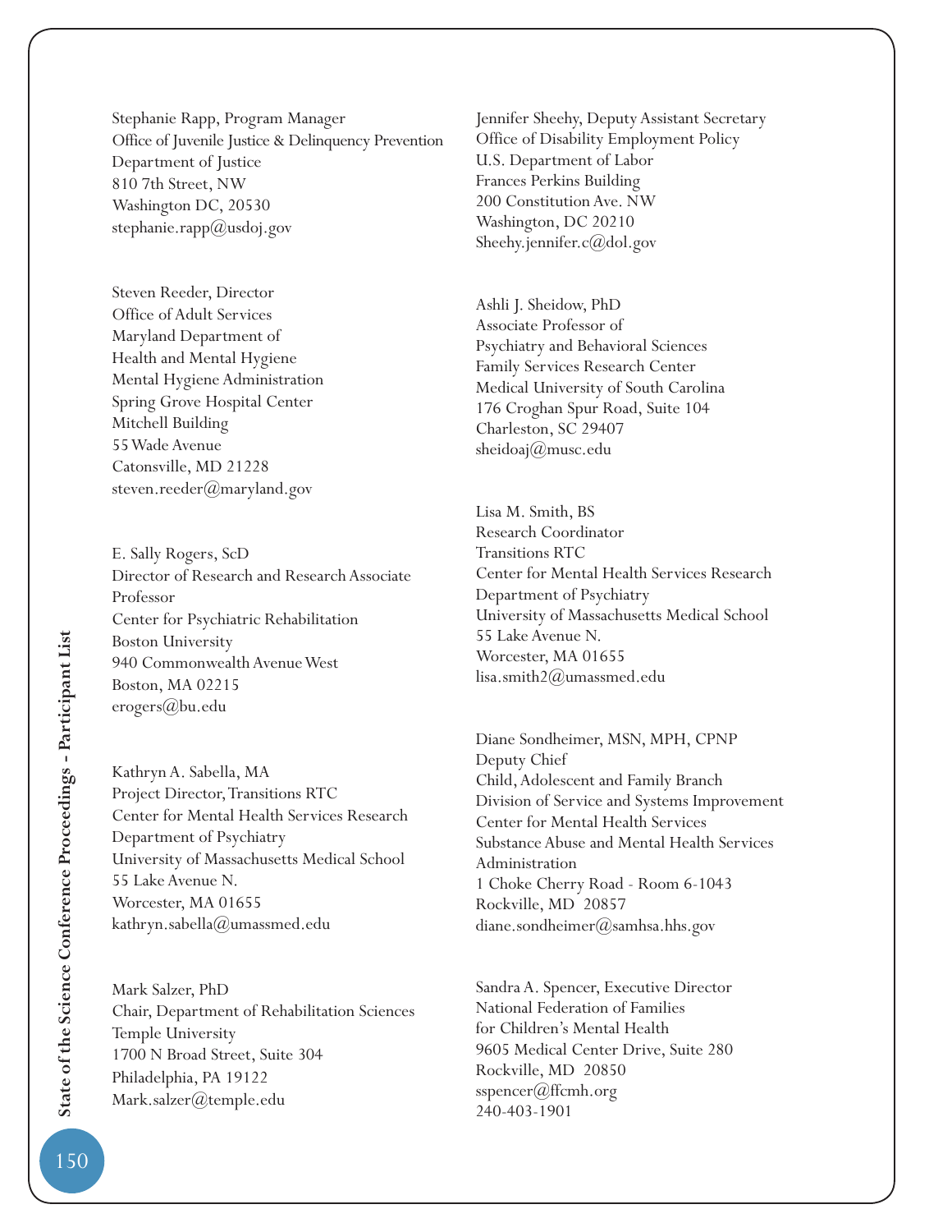Stephanie Rapp, Program Manager
Office of Juvenile Justice & Delinquency Prevention
Department of Justice
810 7th Street, NW
Washington DC, 20530
stephanie.rapp@usdoj.gov

Steven Reeder, Director
Office of Adult Services
Maryland Department of
Health and Mental Hygiene
Mental Hygiene Administration
Spring Grove Hospital Center
Mitchell Building
55 Wade Avenue
Catonsville, MD 21228
steven.reeder@maryland.gov

E. Sally Rogers, ScD
Director of Research and Research Associate Professor
Center for Psychiatric Rehabilitation
Boston University
940 Commonwealth Avenue West
Boston, MA 02215
erogers@bu.edu

Kathryn A. Sabella, MA
Project Director, Transitions RTC
Center for Mental Health Services Research
Department of Psychiatry
University of Massachusetts Medical School
55 Lake Avenue N.
Worcester, MA 01655
kathryn.sabella@umassmed.edu

Mark Salzer, PhD
Chair, Department of Rehabilitation Sciences
Temple University
1700 N Broad Street, Suite 304
Philadelphia, PA 19122
Mark.salzer@temple.edu

Jennifer Sheehy, Deputy Assistant Secretary
Office of Disability Employment Policy
U.S. Department of Labor
Frances Perkins Building
200 Constitution Ave. NW
Washington, DC 20210
Sheehy.jennifer.c@dol.gov

Ashli J. Sheidow, PhD
Associate Professor of
Psychiatry and Behavioral Sciences
Family Services Research Center
Medical University of South Carolina
176 Croghan Spur Road, Suite 104
Charleston, SC 29407
sheidoaj@musc.edu

Lisa M. Smith, BS
Research Coordinator
Transitions RTC
Center for Mental Health Services Research
Department of Psychiatry
University of Massachusetts Medical School
55 Lake Avenue N.
Worcester, MA 01655
lisa.smith2@umassmed.edu

Diane Sondheimer, MSN, MPH, CPNP
Deputy Chief
Child, Adolescent and Family Branch
Division of Service and Systems Improvement
Center for Mental Health Services
Substance Abuse and Mental Health Services Administration
1 Choke Cherry Road - Room 6-1043
Rockville, MD 20857
diane.sondheimer@samhsa.hhs.gov

Sandra A. Spencer, Executive Director
National Federation of Families
for Children's Mental Health
9605 Medical Center Drive, Suite 280
Rockville, MD 20850
sspencer@ffcmh.org
240-403-1901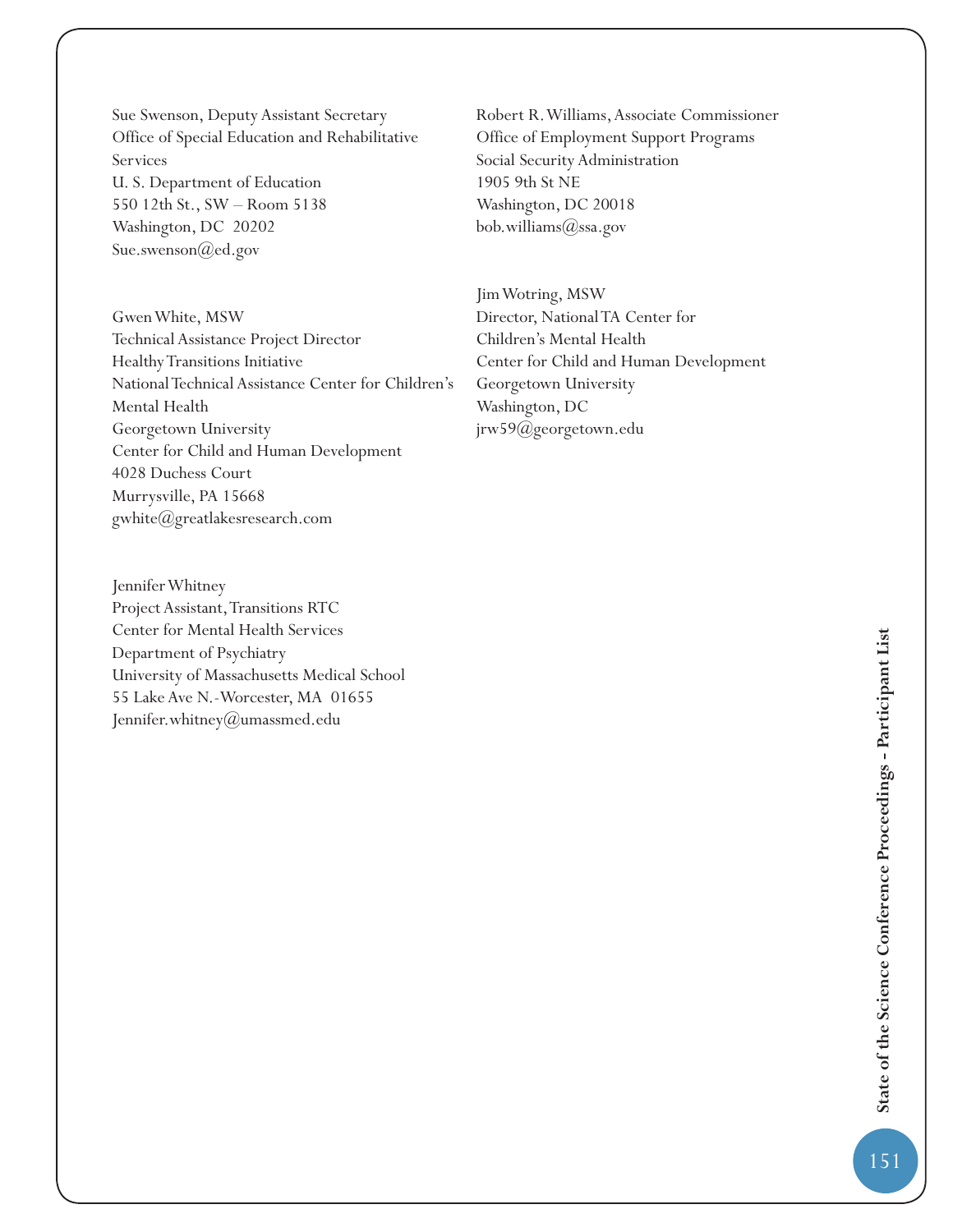Sue Swenson, Deputy Assistant Secretary
Office of Special Education and Rehabilitative Services
U. S. Department of Education
550 12th St., SW – Room 5138
Washington, DC 20202
Sue.swenson@ed.gov

Gwen White, MSW
Technical Assistance Project Director
Healthy Transitions Initiative
National Technical Assistance Center for Children's Mental Health
Georgetown University
Center for Child and Human Development
4028 Duchess Court
Murrysville, PA 15668
gwhite@greatlakesresearch.com

Jennifer Whitney
Project Assistant, Transitions RTC
Center for Mental Health Services
Department of Psychiatry
University of Massachusetts Medical School
55 Lake Ave N.-Worcester, MA 01655
Jennifer.whitney@umassmed.edu

Robert R. Williams, Associate Commissioner
Office of Employment Support Programs
Social Security Administration
1905 9th St NE
Washington, DC 20018
bob.williams@ssa.gov

Jim Wotring, MSW
Director, National TA Center for Children's Mental Health
Center for Child and Human Development
Georgetown University
Washington, DC
jrw59@georgetown.edu